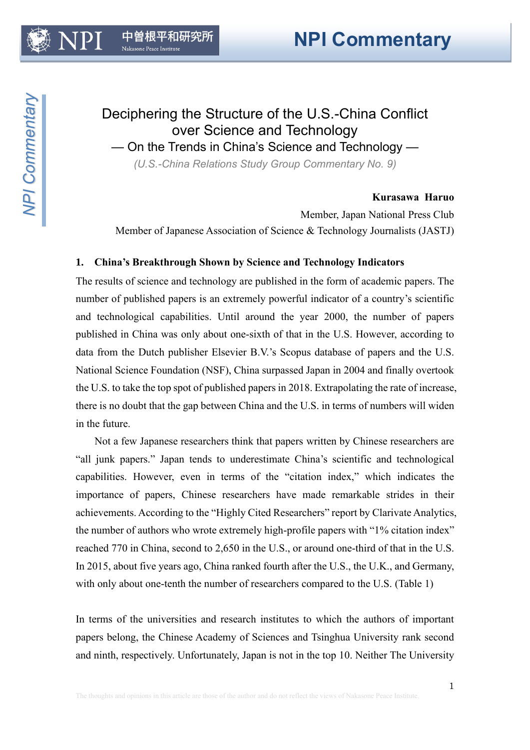# Deciphering the Structure of the U.S.-China Conflict over Science and Technology

## — On the Trends in China's Science and Technology —

*(U.S.-China Relations Study Group Commentary No. 9)*

**Kurasawa Haruo**
Member, Japan National Press Club
Member of Japanese Association of Science & Technology Journalists (JASTJ)

### 1. China's Breakthrough Shown by Science and Technology Indicators

The results of science and technology are published in the form of academic papers. The number of published papers is an extremely powerful indicator of a country's scientific and technological capabilities. Until around the year 2000, the number of papers published in China was only about one-sixth of that in the U.S. However, according to data from the Dutch publisher Elsevier B.V.'s Scopus database of papers and the U.S. National Science Foundation (NSF), China surpassed Japan in 2004 and finally overtook the U.S. to take the top spot of published papers in 2018. Extrapolating the rate of increase, there is no doubt that the gap between China and the U.S. in terms of numbers will widen in the future.

Not a few Japanese researchers think that papers written by Chinese researchers are "all junk papers." Japan tends to underestimate China's scientific and technological capabilities. However, even in terms of the "citation index," which indicates the importance of papers, Chinese researchers have made remarkable strides in their achievements. According to the "Highly Cited Researchers" report by Clarivate Analytics, the number of authors who wrote extremely high-profile papers with "1% citation index" reached 770 in China, second to 2,650 in the U.S., or around one-third of that in the U.S. In 2015, about five years ago, China ranked fourth after the U.S., the U.K., and Germany, with only about one-tenth the number of researchers compared to the U.S. (Table 1)

In terms of the universities and research institutes to which the authors of important papers belong, the Chinese Academy of Sciences and Tsinghua University rank second and ninth, respectively. Unfortunately, Japan is not in the top 10. Neither The University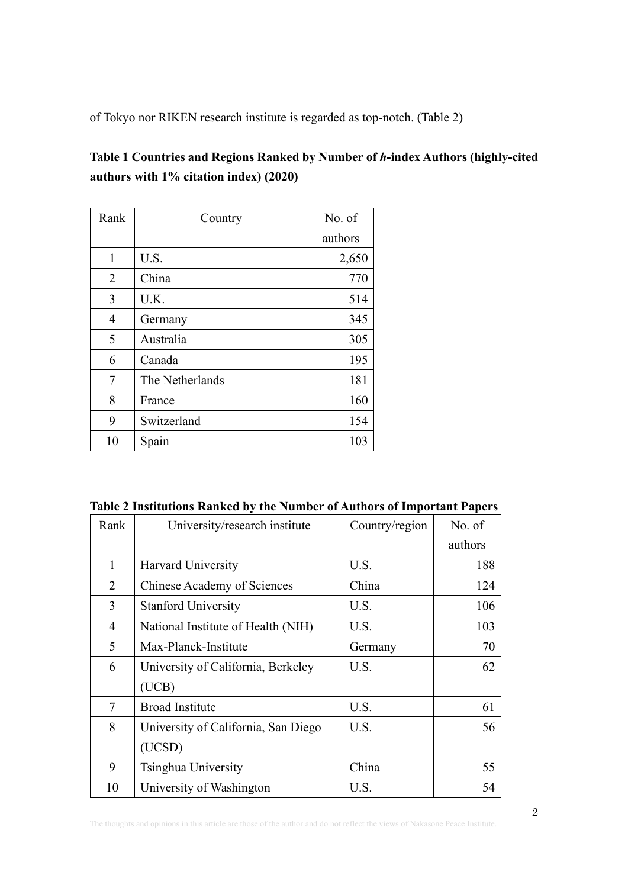of Tokyo nor RIKEN research institute is regarded as top-notch. (Table 2)

**Table 1 Countries and Regions Ranked by Number of *h*-index Authors (highly-cited authors with 1% citation index) (2020)**

| Rank | Country | No. of authors |
|---|---|---|
| 1 | U.S. | 2,650 |
| 2 | China | 770 |
| 3 | U.K. | 514 |
| 4 | Germany | 345 |
| 5 | Australia | 305 |
| 6 | Canada | 195 |
| 7 | The Netherlands | 181 |
| 8 | France | 160 |
| 9 | Switzerland | 154 |
| 10 | Spain | 103 |

**Table 2 Institutions Ranked by the Number of Authors of Important Papers**

| Rank | University/research institute | Country/region | No. of authors |
|---|---|---|---|
| 1 | Harvard University | U.S. | 188 |
| 2 | Chinese Academy of Sciences | China | 124 |
| 3 | Stanford University | U.S. | 106 |
| 4 | National Institute of Health (NIH) | U.S. | 103 |
| 5 | Max-Planck-Institute | Germany | 70 |
| 6 | University of California, Berkeley (UCB) | U.S. | 62 |
| 7 | Broad Institute | U.S. | 61 |
| 8 | University of California, San Diego (UCSD) | U.S. | 56 |
| 9 | Tsinghua University | China | 55 |
| 10 | University of Washington | U.S. | 54 |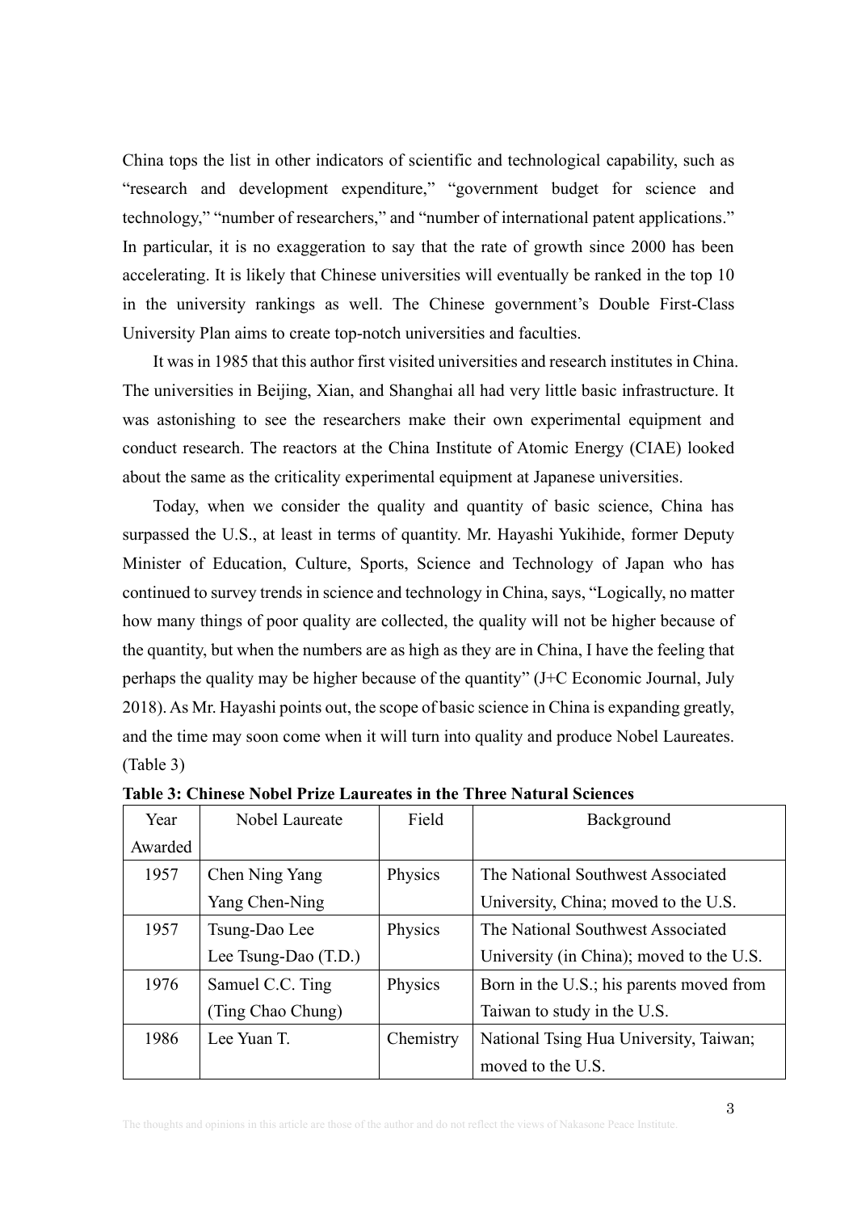China tops the list in other indicators of scientific and technological capability, such as "research and development expenditure," "government budget for science and technology," "number of researchers," and "number of international patent applications." In particular, it is no exaggeration to say that the rate of growth since 2000 has been accelerating. It is likely that Chinese universities will eventually be ranked in the top 10 in the university rankings as well. The Chinese government's Double First-Class University Plan aims to create top-notch universities and faculties.

It was in 1985 that this author first visited universities and research institutes in China. The universities in Beijing, Xian, and Shanghai all had very little basic infrastructure. It was astonishing to see the researchers make their own experimental equipment and conduct research. The reactors at the China Institute of Atomic Energy (CIAE) looked about the same as the criticality experimental equipment at Japanese universities.

Today, when we consider the quality and quantity of basic science, China has surpassed the U.S., at least in terms of quantity. Mr. Hayashi Yukihide, former Deputy Minister of Education, Culture, Sports, Science and Technology of Japan who has continued to survey trends in science and technology in China, says, "Logically, no matter how many things of poor quality are collected, the quality will not be higher because of the quantity, but when the numbers are as high as they are in China, I have the feeling that perhaps the quality may be higher because of the quantity" (J+C Economic Journal, July 2018). As Mr. Hayashi points out, the scope of basic science in China is expanding greatly, and the time may soon come when it will turn into quality and produce Nobel Laureates. (Table 3)

**Table 3: Chinese Nobel Prize Laureates in the Three Natural Sciences**

| Year Awarded | Nobel Laureate | Field | Background |
|---|---|---|---|
| 1957 | Chen Ning Yang<br>Yang Chen-Ning | Physics | The National Southwest Associated University, China; moved to the U.S. |
| 1957 | Tsung-Dao Lee<br>Lee Tsung-Dao (T.D.) | Physics | The National Southwest Associated University (in China); moved to the U.S. |
| 1976 | Samuel C.C. Ting<br>(Ting Chao Chung) | Physics | Born in the U.S.; his parents moved from Taiwan to study in the U.S. |
| 1986 | Lee Yuan T. | Chemistry | National Tsing Hua University, Taiwan; moved to the U.S. |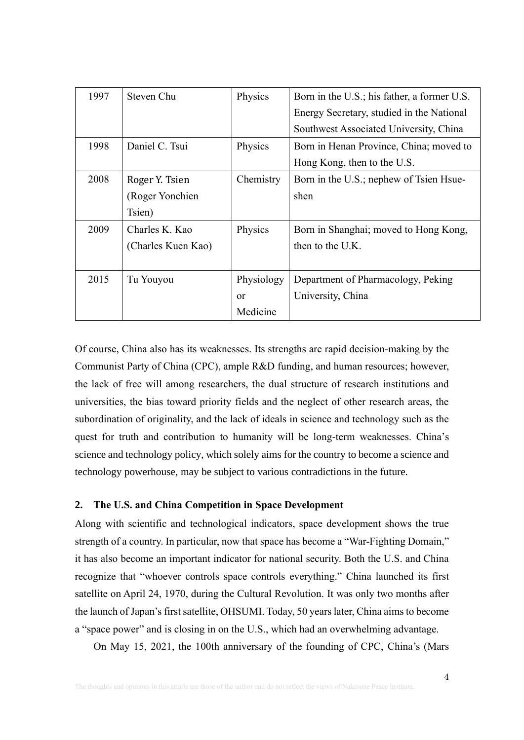| 1997 | Steven Chu | Physics | Born in the U.S.; his father, a former U.S. Energy Secretary, studied in the National Southwest Associated University, China |
|---|---|---|---|
| 1998 | Daniel C. Tsui | Physics | Born in Henan Province, China; moved to Hong Kong, then to the U.S. |
| 2008 | Roger Y. Tsien (Roger Yonchien Tsien) | Chemistry | Born in the U.S.; nephew of Tsien Hsue-shen |
| 2009 | Charles K. Kao (Charles Kuen Kao) | Physics | Born in Shanghai; moved to Hong Kong, then to the U.K. |
| 2015 | Tu Youyou | Physiology or Medicine | Department of Pharmacology, Peking University, China |

Of course, China also has its weaknesses. Its strengths are rapid decision-making by the Communist Party of China (CPC), ample R&D funding, and human resources; however, the lack of free will among researchers, the dual structure of research institutions and universities, the bias toward priority fields and the neglect of other research areas, the subordination of originality, and the lack of ideals in science and technology such as the quest for truth and contribution to humanity will be long-term weaknesses. China's science and technology policy, which solely aims for the country to become a science and technology powerhouse, may be subject to various contradictions in the future.

**2. The U.S. and China Competition in Space Development**

Along with scientific and technological indicators, space development shows the true strength of a country. In particular, now that space has become a "War-Fighting Domain," it has also become an important indicator for national security. Both the U.S. and China recognize that "whoever controls space controls everything." China launched its first satellite on April 24, 1970, during the Cultural Revolution. It was only two months after the launch of Japan's first satellite, OHSUMI. Today, 50 years later, China aims to become a "space power" and is closing in on the U.S., which had an overwhelming advantage.

On May 15, 2021, the 100th anniversary of the founding of CPC, China's (Mars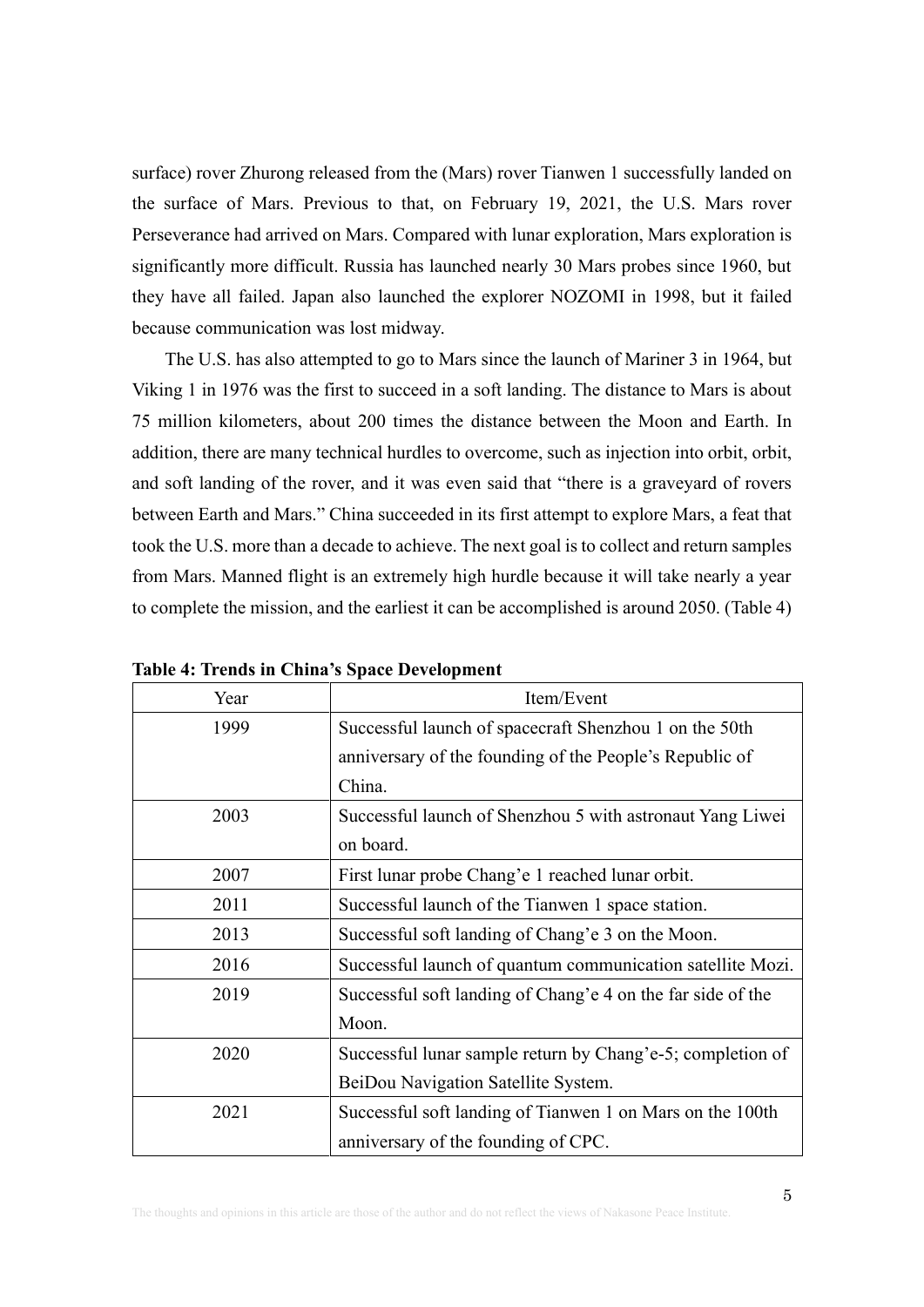surface) rover Zhurong released from the (Mars) rover Tianwen 1 successfully landed on the surface of Mars. Previous to that, on February 19, 2021, the U.S. Mars rover Perseverance had arrived on Mars. Compared with lunar exploration, Mars exploration is significantly more difficult. Russia has launched nearly 30 Mars probes since 1960, but they have all failed. Japan also launched the explorer NOZOMI in 1998, but it failed because communication was lost midway.

The U.S. has also attempted to go to Mars since the launch of Mariner 3 in 1964, but Viking 1 in 1976 was the first to succeed in a soft landing. The distance to Mars is about 75 million kilometers, about 200 times the distance between the Moon and Earth. In addition, there are many technical hurdles to overcome, such as injection into orbit, orbit, and soft landing of the rover, and it was even said that "there is a graveyard of rovers between Earth and Mars." China succeeded in its first attempt to explore Mars, a feat that took the U.S. more than a decade to achieve. The next goal is to collect and return samples from Mars. Manned flight is an extremely high hurdle because it will take nearly a year to complete the mission, and the earliest it can be accomplished is around 2050. (Table 4)

**Table 4: Trends in China's Space Development**

| Year | Item/Event |
|---|---|
| 1999 | Successful launch of spacecraft Shenzhou 1 on the 50th anniversary of the founding of the People's Republic of China. |
| 2003 | Successful launch of Shenzhou 5 with astronaut Yang Liwei on board. |
| 2007 | First lunar probe Chang'e 1 reached lunar orbit. |
| 2011 | Successful launch of the Tianwen 1 space station. |
| 2013 | Successful soft landing of Chang'e 3 on the Moon. |
| 2016 | Successful launch of quantum communication satellite Mozi. |
| 2019 | Successful soft landing of Chang'e 4 on the far side of the Moon. |
| 2020 | Successful lunar sample return by Chang'e-5; completion of BeiDou Navigation Satellite System. |
| 2021 | Successful soft landing of Tianwen 1 on Mars on the 100th anniversary of the founding of CPC. |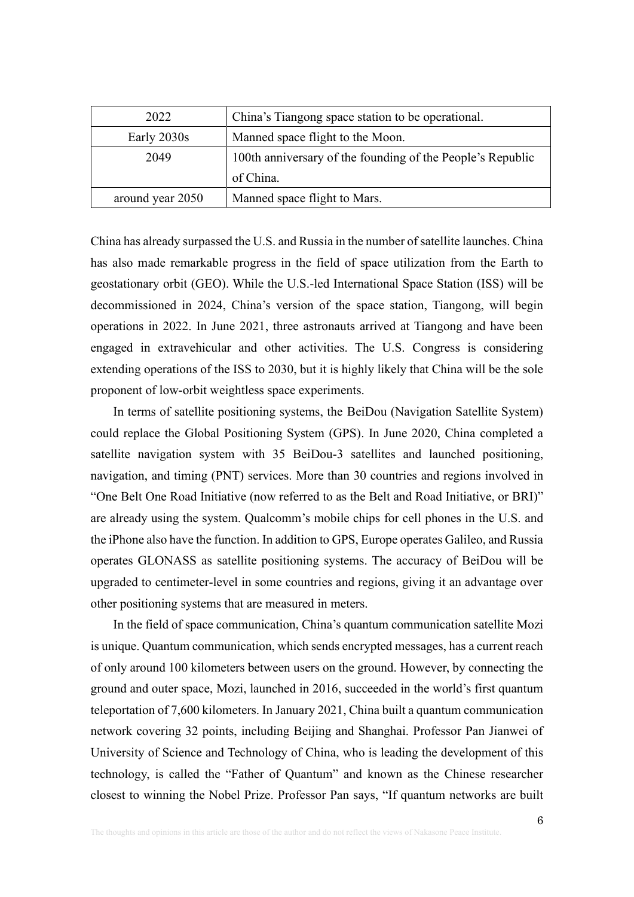| 2022 | China's Tiangong space station to be operational. |
|---|---|
| Early 2030s | Manned space flight to the Moon. |
| 2049 | 100th anniversary of the founding of the People's Republic of China. |
| around year 2050 | Manned space flight to Mars. |

China has already surpassed the U.S. and Russia in the number of satellite launches. China has also made remarkable progress in the field of space utilization from the Earth to geostationary orbit (GEO). While the U.S.-led International Space Station (ISS) will be decommissioned in 2024, China's version of the space station, Tiangong, will begin operations in 2022. In June 2021, three astronauts arrived at Tiangong and have been engaged in extravehicular and other activities. The U.S. Congress is considering extending operations of the ISS to 2030, but it is highly likely that China will be the sole proponent of low-orbit weightless space experiments.

In terms of satellite positioning systems, the BeiDou (Navigation Satellite System) could replace the Global Positioning System (GPS). In June 2020, China completed a satellite navigation system with 35 BeiDou-3 satellites and launched positioning, navigation, and timing (PNT) services. More than 30 countries and regions involved in "One Belt One Road Initiative (now referred to as the Belt and Road Initiative, or BRI)" are already using the system. Qualcomm's mobile chips for cell phones in the U.S. and the iPhone also have the function. In addition to GPS, Europe operates Galileo, and Russia operates GLONASS as satellite positioning systems. The accuracy of BeiDou will be upgraded to centimeter-level in some countries and regions, giving it an advantage over other positioning systems that are measured in meters.

In the field of space communication, China's quantum communication satellite Mozi is unique. Quantum communication, which sends encrypted messages, has a current reach of only around 100 kilometers between users on the ground. However, by connecting the ground and outer space, Mozi, launched in 2016, succeeded in the world's first quantum teleportation of 7,600 kilometers. In January 2021, China built a quantum communication network covering 32 points, including Beijing and Shanghai. Professor Pan Jianwei of University of Science and Technology of China, who is leading the development of this technology, is called the "Father of Quantum" and known as the Chinese researcher closest to winning the Nobel Prize. Professor Pan says, "If quantum networks are built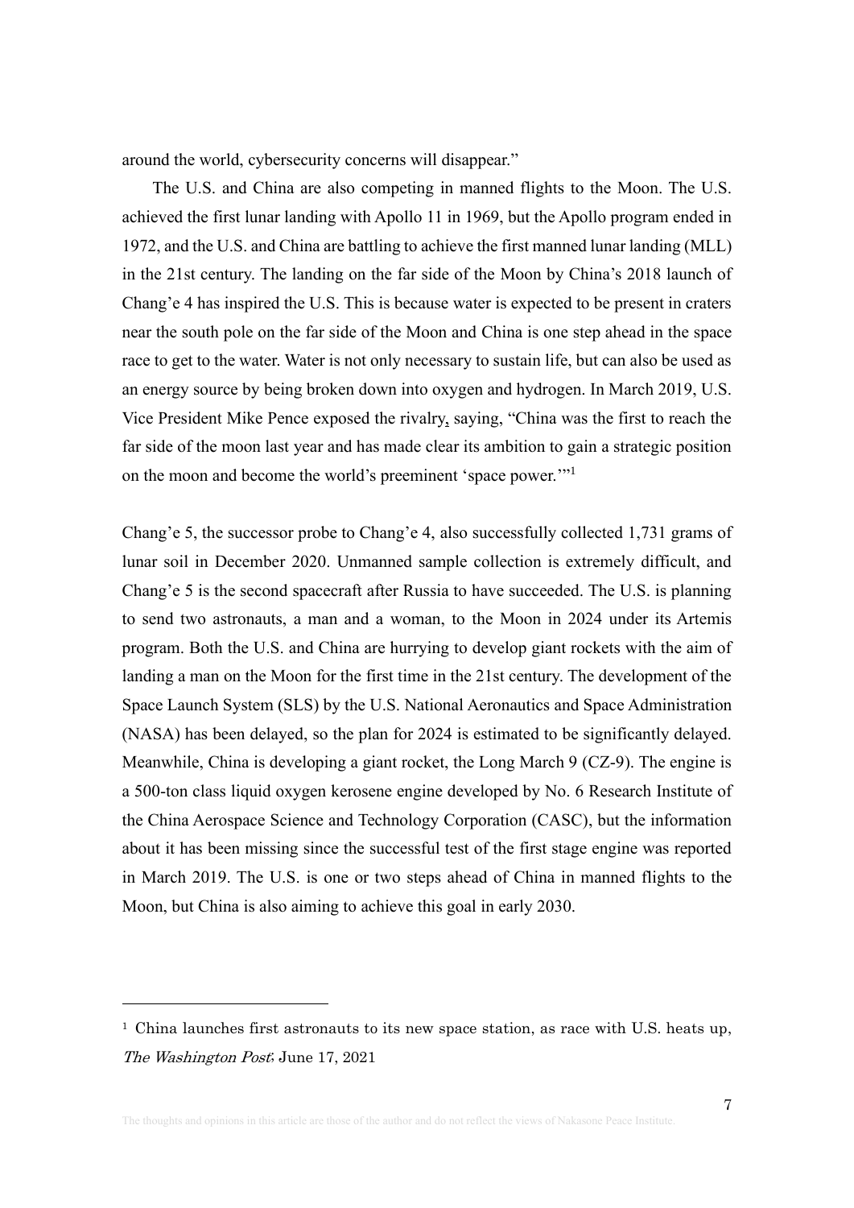around the world, cybersecurity concerns will disappear."

The U.S. and China are also competing in manned flights to the Moon. The U.S. achieved the first lunar landing with Apollo 11 in 1969, but the Apollo program ended in 1972, and the U.S. and China are battling to achieve the first manned lunar landing (MLL) in the 21st century. The landing on the far side of the Moon by China's 2018 launch of Chang'e 4 has inspired the U.S. This is because water is expected to be present in craters near the south pole on the far side of the Moon and China is one step ahead in the space race to get to the water. Water is not only necessary to sustain life, but can also be used as an energy source by being broken down into oxygen and hydrogen. In March 2019, U.S. Vice President Mike Pence exposed the rivalry, saying, "China was the first to reach the far side of the moon last year and has made clear its ambition to gain a strategic position on the moon and become the world's preeminent 'space power.'"[1]

Chang'e 5, the successor probe to Chang'e 4, also successfully collected 1,731 grams of lunar soil in December 2020. Unmanned sample collection is extremely difficult, and Chang'e 5 is the second spacecraft after Russia to have succeeded. The U.S. is planning to send two astronauts, a man and a woman, to the Moon in 2024 under its Artemis program. Both the U.S. and China are hurrying to develop giant rockets with the aim of landing a man on the Moon for the first time in the 21st century. The development of the Space Launch System (SLS) by the U.S. National Aeronautics and Space Administration (NASA) has been delayed, so the plan for 2024 is estimated to be significantly delayed. Meanwhile, China is developing a giant rocket, the Long March 9 (CZ-9). The engine is a 500-ton class liquid oxygen kerosene engine developed by No. 6 Research Institute of the China Aerospace Science and Technology Corporation (CASC), but the information about it has been missing since the successful test of the first stage engine was reported in March 2019. The U.S. is one or two steps ahead of China in manned flights to the Moon, but China is also aiming to achieve this goal in early 2030.

---

[1] China launches first astronauts to its new space station, as race with U.S. heats up, *The Washington Post*; June 17, 2021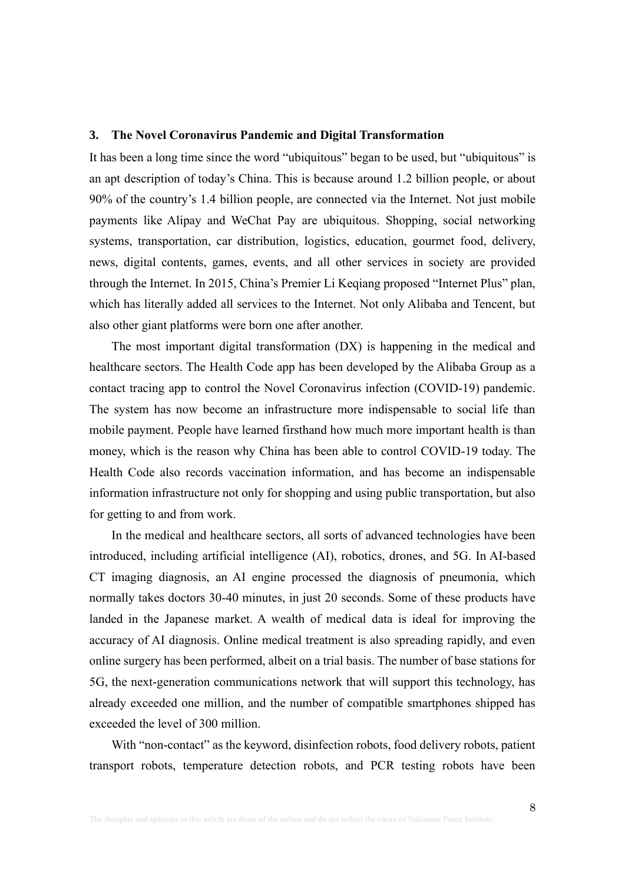## 3. The Novel Coronavirus Pandemic and Digital Transformation

It has been a long time since the word "ubiquitous" began to be used, but "ubiquitous" is an apt description of today's China. This is because around 1.2 billion people, or about 90% of the country's 1.4 billion people, are connected via the Internet. Not just mobile payments like Alipay and WeChat Pay are ubiquitous. Shopping, social networking systems, transportation, car distribution, logistics, education, gourmet food, delivery, news, digital contents, games, events, and all other services in society are provided through the Internet. In 2015, China's Premier Li Keqiang proposed "Internet Plus" plan, which has literally added all services to the Internet. Not only Alibaba and Tencent, but also other giant platforms were born one after another.

The most important digital transformation (DX) is happening in the medical and healthcare sectors. The Health Code app has been developed by the Alibaba Group as a contact tracing app to control the Novel Coronavirus infection (COVID-19) pandemic. The system has now become an infrastructure more indispensable to social life than mobile payment. People have learned firsthand how much more important health is than money, which is the reason why China has been able to control COVID-19 today. The Health Code also records vaccination information, and has become an indispensable information infrastructure not only for shopping and using public transportation, but also for getting to and from work.

In the medical and healthcare sectors, all sorts of advanced technologies have been introduced, including artificial intelligence (AI), robotics, drones, and 5G. In AI-based CT imaging diagnosis, an AI engine processed the diagnosis of pneumonia, which normally takes doctors 30-40 minutes, in just 20 seconds. Some of these products have landed in the Japanese market. A wealth of medical data is ideal for improving the accuracy of AI diagnosis. Online medical treatment is also spreading rapidly, and even online surgery has been performed, albeit on a trial basis. The number of base stations for 5G, the next-generation communications network that will support this technology, has already exceeded one million, and the number of compatible smartphones shipped has exceeded the level of 300 million.

With "non-contact" as the keyword, disinfection robots, food delivery robots, patient transport robots, temperature detection robots, and PCR testing robots have been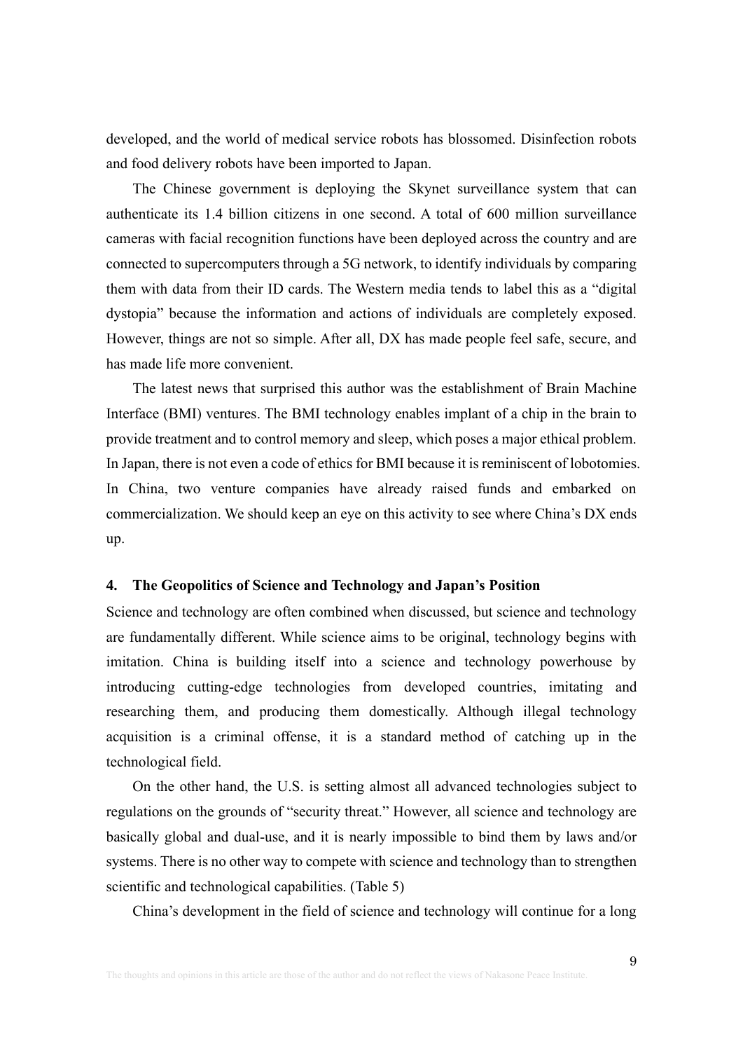developed, and the world of medical service robots has blossomed. Disinfection robots and food delivery robots have been imported to Japan.

The Chinese government is deploying the Skynet surveillance system that can authenticate its 1.4 billion citizens in one second. A total of 600 million surveillance cameras with facial recognition functions have been deployed across the country and are connected to supercomputers through a 5G network, to identify individuals by comparing them with data from their ID cards. The Western media tends to label this as a "digital dystopia" because the information and actions of individuals are completely exposed. However, things are not so simple. After all, DX has made people feel safe, secure, and has made life more convenient.

The latest news that surprised this author was the establishment of Brain Machine Interface (BMI) ventures. The BMI technology enables implant of a chip in the brain to provide treatment and to control memory and sleep, which poses a major ethical problem. In Japan, there is not even a code of ethics for BMI because it is reminiscent of lobotomies. In China, two venture companies have already raised funds and embarked on commercialization. We should keep an eye on this activity to see where China's DX ends up.

## 4. The Geopolitics of Science and Technology and Japan's Position

Science and technology are often combined when discussed, but science and technology are fundamentally different. While science aims to be original, technology begins with imitation. China is building itself into a science and technology powerhouse by introducing cutting-edge technologies from developed countries, imitating and researching them, and producing them domestically. Although illegal technology acquisition is a criminal offense, it is a standard method of catching up in the technological field.

On the other hand, the U.S. is setting almost all advanced technologies subject to regulations on the grounds of "security threat." However, all science and technology are basically global and dual-use, and it is nearly impossible to bind them by laws and/or systems. There is no other way to compete with science and technology than to strengthen scientific and technological capabilities. (Table 5)

China's development in the field of science and technology will continue for a long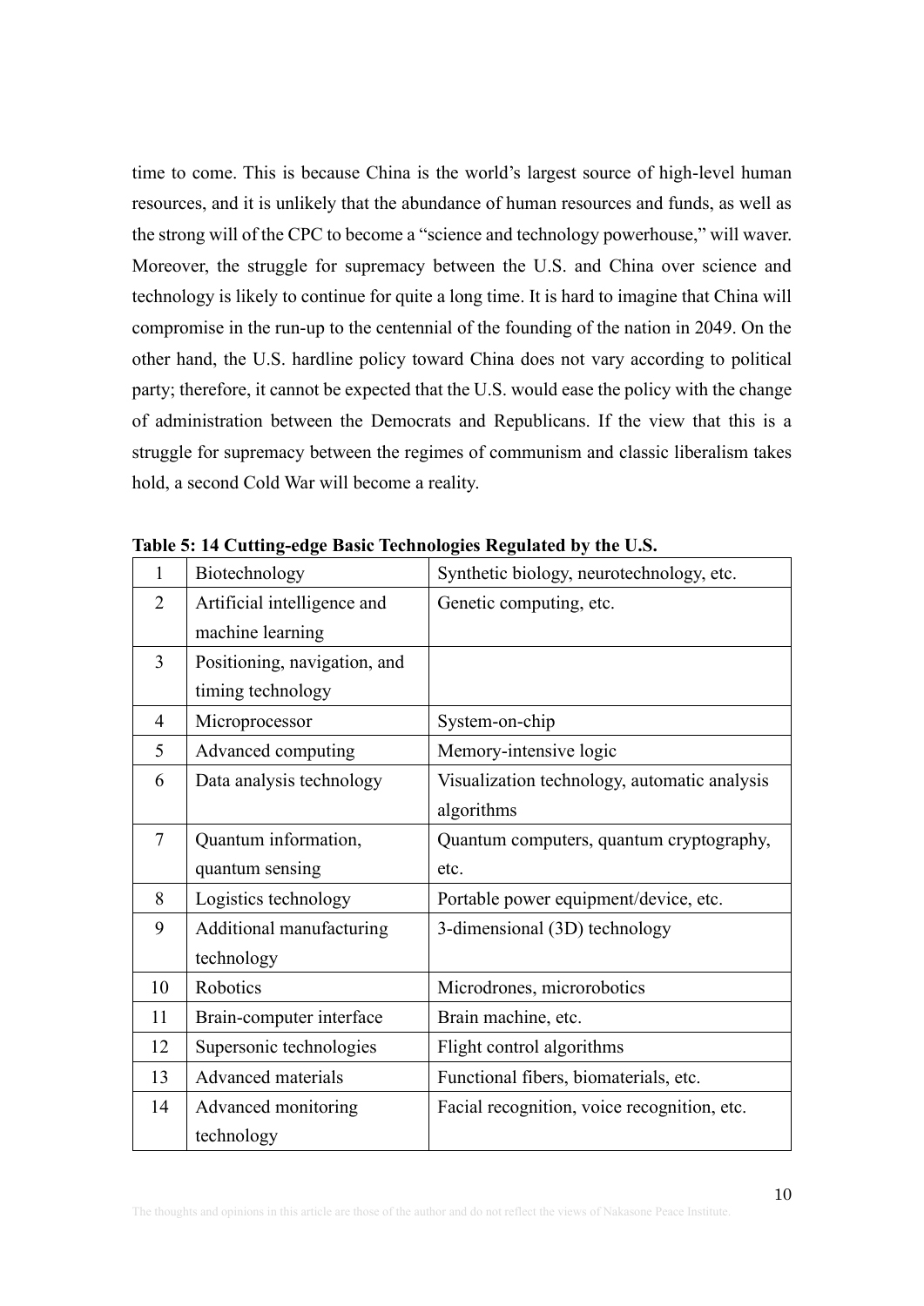time to come. This is because China is the world's largest source of high-level human resources, and it is unlikely that the abundance of human resources and funds, as well as the strong will of the CPC to become a "science and technology powerhouse," will waver. Moreover, the struggle for supremacy between the U.S. and China over science and technology is likely to continue for quite a long time. It is hard to imagine that China will compromise in the run-up to the centennial of the founding of the nation in 2049. On the other hand, the U.S. hardline policy toward China does not vary according to political party; therefore, it cannot be expected that the U.S. would ease the policy with the change of administration between the Democrats and Republicans. If the view that this is a struggle for supremacy between the regimes of communism and classic liberalism takes hold, a second Cold War will become a reality.

**Table 5: 14 Cutting-edge Basic Technologies Regulated by the U.S.**

| | | |
|---|---|---|
| 1 | Biotechnology | Synthetic biology, neurotechnology, etc. |
| 2 | Artificial intelligence and machine learning | Genetic computing, etc. |
| 3 | Positioning, navigation, and timing technology | |
| 4 | Microprocessor | System-on-chip |
| 5 | Advanced computing | Memory-intensive logic |
| 6 | Data analysis technology | Visualization technology, automatic analysis algorithms |
| 7 | Quantum information, quantum sensing | Quantum computers, quantum cryptography, etc. |
| 8 | Logistics technology | Portable power equipment/device, etc. |
| 9 | Additional manufacturing technology | 3-dimensional (3D) technology |
| 10 | Robotics | Microdrones, microrobotics |
| 11 | Brain-computer interface | Brain machine, etc. |
| 12 | Supersonic technologies | Flight control algorithms |
| 13 | Advanced materials | Functional fibers, biomaterials, etc. |
| 14 | Advanced monitoring technology | Facial recognition, voice recognition, etc. |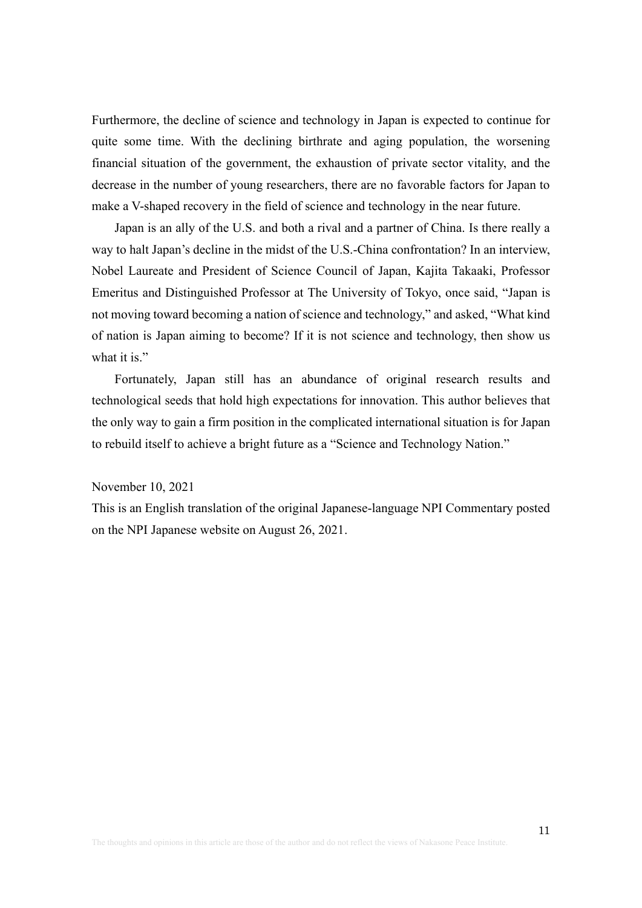Furthermore, the decline of science and technology in Japan is expected to continue for quite some time. With the declining birthrate and aging population, the worsening financial situation of the government, the exhaustion of private sector vitality, and the decrease in the number of young researchers, there are no favorable factors for Japan to make a V-shaped recovery in the field of science and technology in the near future.

Japan is an ally of the U.S. and both a rival and a partner of China. Is there really a way to halt Japan's decline in the midst of the U.S.-China confrontation? In an interview, Nobel Laureate and President of Science Council of Japan, Kajita Takaaki, Professor Emeritus and Distinguished Professor at The University of Tokyo, once said, "Japan is not moving toward becoming a nation of science and technology," and asked, "What kind of nation is Japan aiming to become? If it is not science and technology, then show us what it is."

Fortunately, Japan still has an abundance of original research results and technological seeds that hold high expectations for innovation. This author believes that the only way to gain a firm position in the complicated international situation is for Japan to rebuild itself to achieve a bright future as a "Science and Technology Nation."

November 10, 2021

This is an English translation of the original Japanese-language NPI Commentary posted on the NPI Japanese website on August 26, 2021.